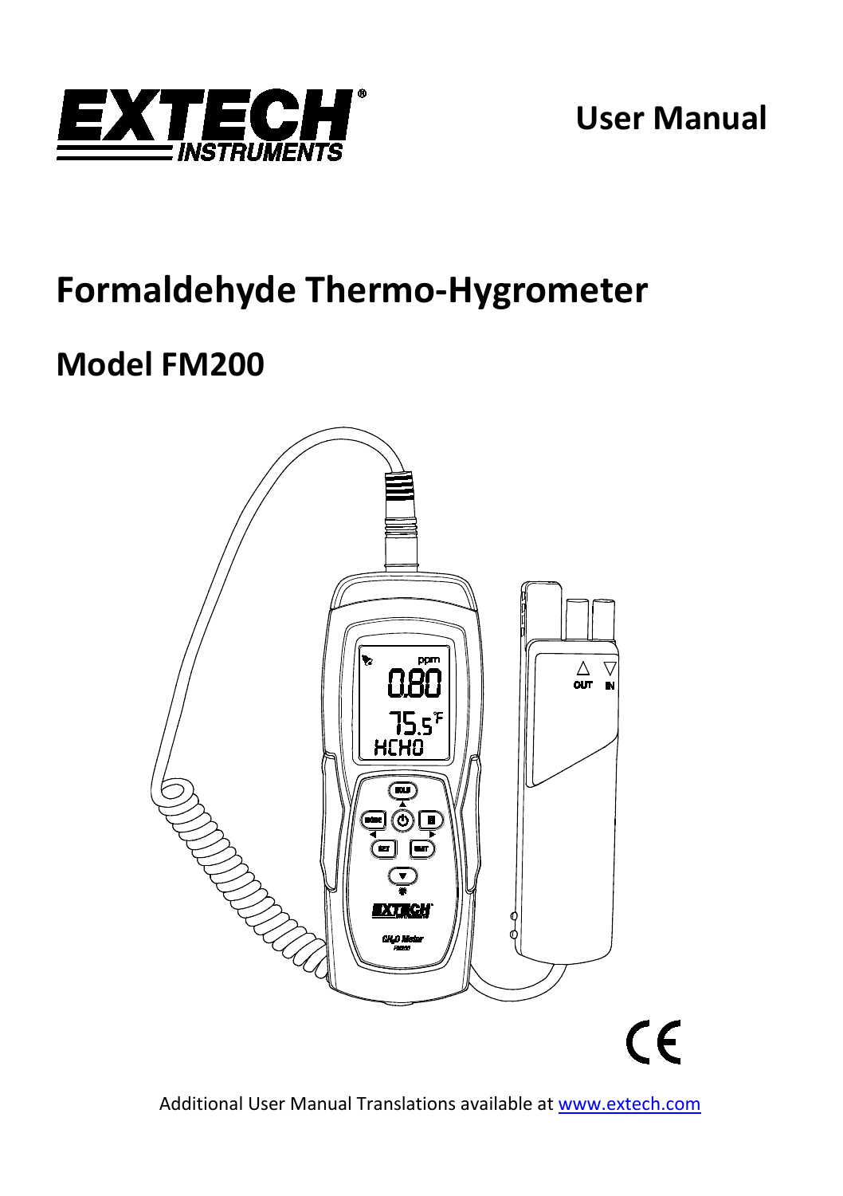User Manual

# Formaldehyde Thermo-Hygrometer

## Model FM200

Additional User Manual Translations available at [www.extech.com](www.extech.com)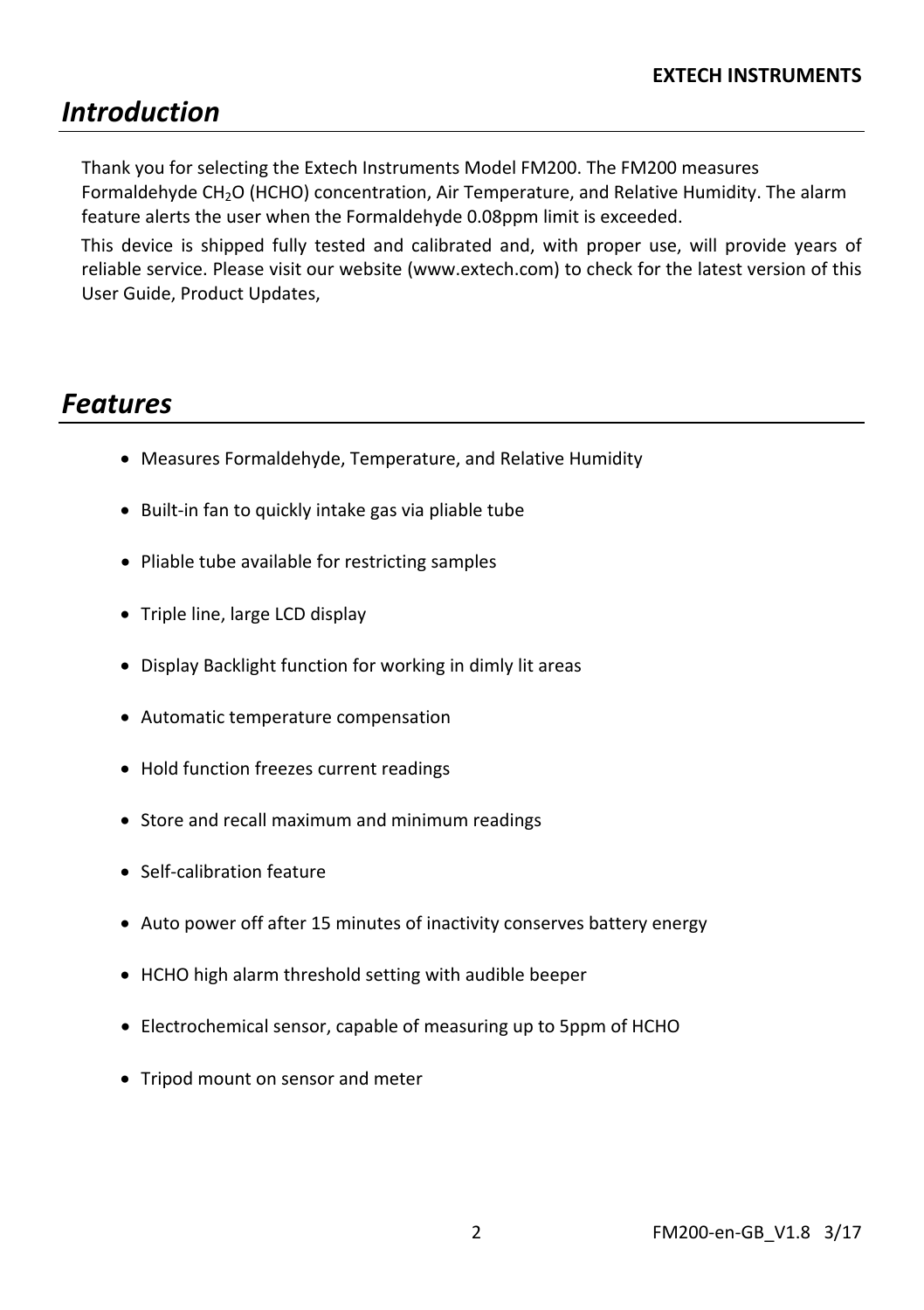# *Introduction*

Thank you for selecting the Extech Instruments Model FM200. The FM200 measures Formaldehyde $CH_2O$ (HCHO) concentration, Air Temperature, and Relative Humidity. The alarm feature alerts the user when the Formaldehyde 0.08ppm limit is exceeded.

This device is shipped fully tested and calibrated and, with proper use, will provide years of reliable service. Please visit our website (www.extech.com) to check for the latest version of this User Guide, Product Updates,

# *Features*

- Measures Formaldehyde, Temperature, and Relative Humidity
- Built-in fan to quickly intake gas via pliable tube
- Pliable tube available for restricting samples
- Triple line, large LCD display
- Display Backlight function for working in dimly lit areas
- Automatic temperature compensation
- Hold function freezes current readings
- Store and recall maximum and minimum readings
- Self-calibration feature
- Auto power off after 15 minutes of inactivity conserves battery energy
- HCHO high alarm threshold setting with audible beeper
- Electrochemical sensor, capable of measuring up to 5ppm of HCHO
- Tripod mount on sensor and meter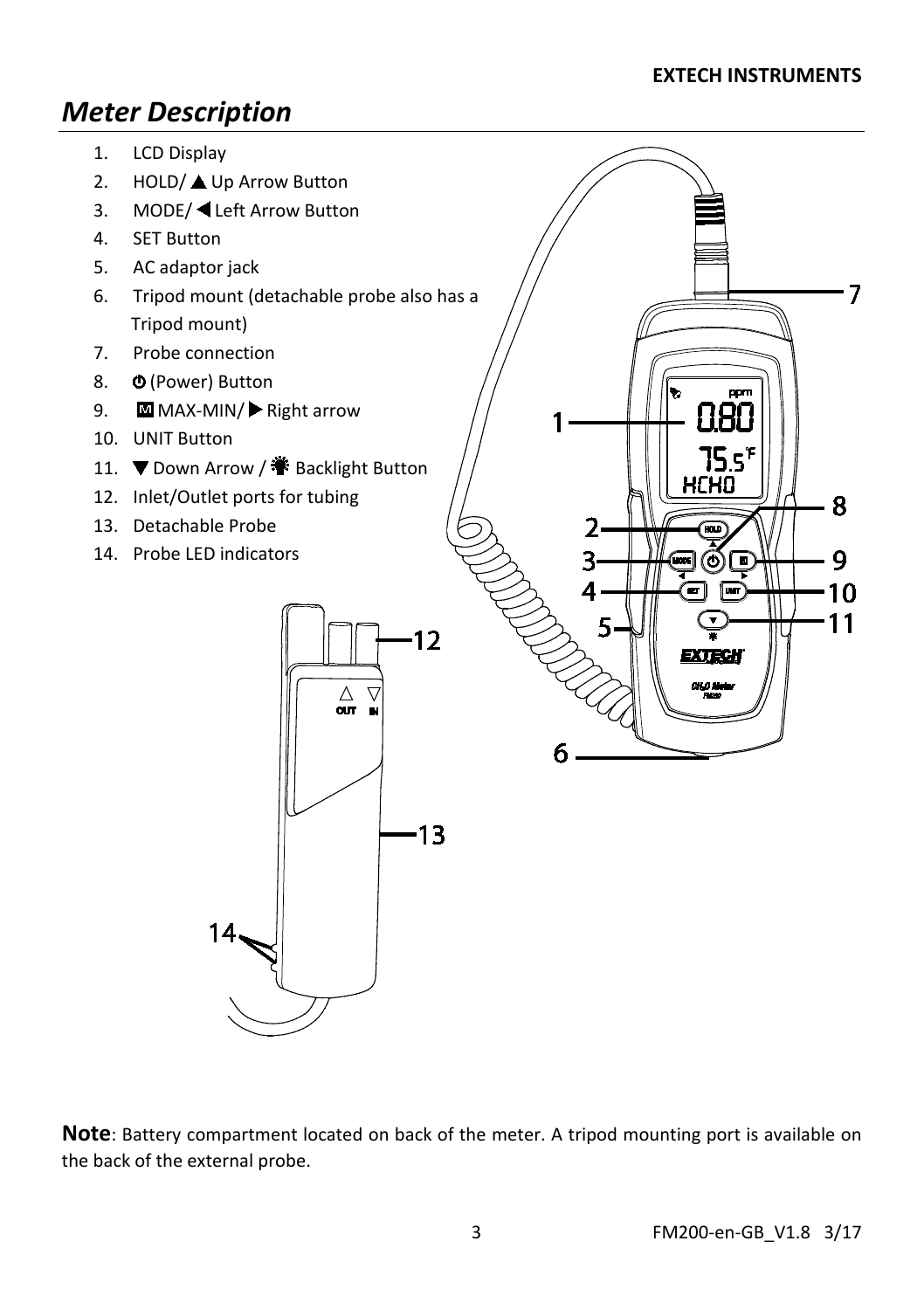# Meter Description

1. LCD Display
2. HOLD/ ▲ Up Arrow Button
3. MODE/ ◀ Left Arrow Button
4. SET Button
5. AC adaptor jack
6. Tripod mount (detachable probe also has a Tripod mount)
7. Probe connection
8. ⏻ (Power) Button
9. M MAX-MIN/ ▶ Right arrow
10. UNIT Button
11. ▼ Down Arrow / ☀ Backlight Button
12. Inlet/Outlet ports for tubing
13. Detachable Probe
14. Probe LED indicators

**Note**: Battery compartment located on back of the meter. A tripod mounting port is available on the back of the external probe.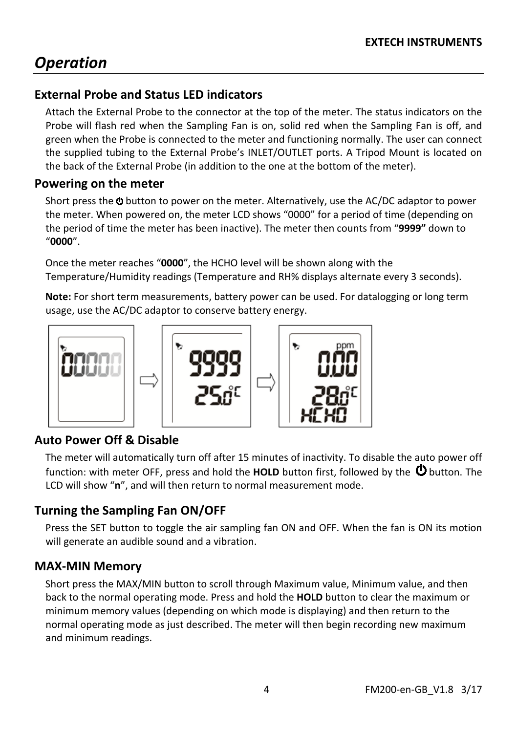# Operation

## External Probe and Status LED indicators

Attach the External Probe to the connector at the top of the meter. The status indicators on the Probe will flash red when the Sampling Fan is on, solid red when the Sampling Fan is off, and green when the Probe is connected to the meter and functioning normally. The user can connect the supplied tubing to the External Probe's INLET/OUTLET ports. A Tripod Mount is located on the back of the External Probe (in addition to the one at the bottom of the meter).

## Powering on the meter

Short press the ⏻ button to power on the meter. Alternatively, use the AC/DC adaptor to power the meter. When powered on, the meter LCD shows "0000" for a period of time (depending on the period of time the meter has been inactive). The meter then counts from "**9999**" down to "**0000**".

Once the meter reaches "**0000**", the HCHO level will be shown along with the Temperature/Humidity readings (Temperature and RH% displays alternate every 3 seconds).

**Note:** For short term measurements, battery power can be used. For datalogging or long term usage, use the AC/DC adaptor to conserve battery energy.

## Auto Power Off & Disable

The meter will automatically turn off after 15 minutes of inactivity. To disable the auto power off function: with meter OFF, press and hold the **HOLD** button first, followed by the ⏻ button. The LCD will show "**n**", and will then return to normal measurement mode.

## Turning the Sampling Fan ON/OFF

Press the SET button to toggle the air sampling fan ON and OFF. When the fan is ON its motion will generate an audible sound and a vibration.

## MAX-MIN Memory

Short press the MAX/MIN button to scroll through Maximum value, Minimum value, and then back to the normal operating mode. Press and hold the **HOLD** button to clear the maximum or minimum memory values (depending on which mode is displaying) and then return to the normal operating mode as just described. The meter will then begin recording new maximum and minimum readings.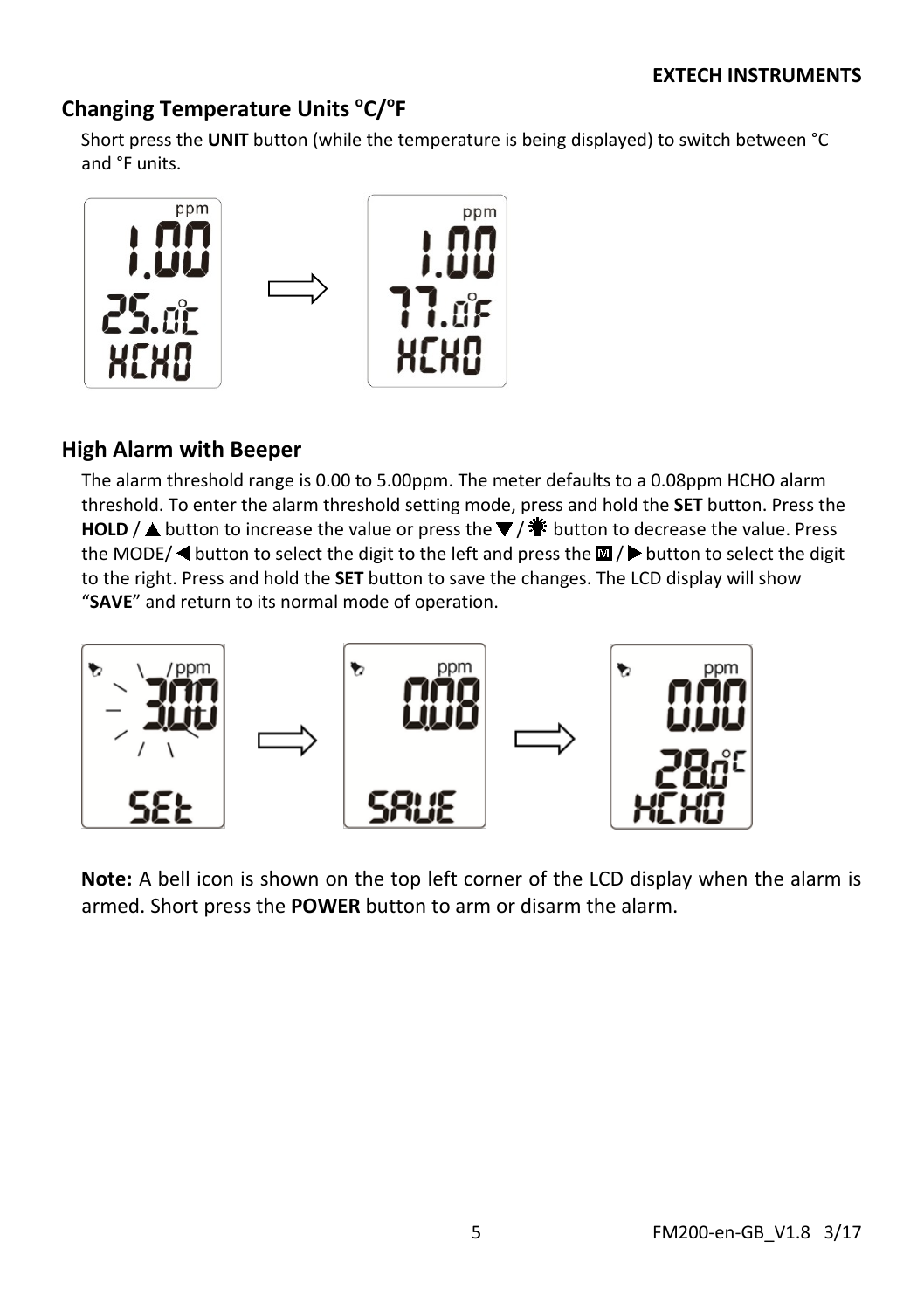## Changing Temperature Units °C/°F

Short press the **UNIT** button (while the temperature is being displayed) to switch between °C and °F units.

## High Alarm with Beeper

The alarm threshold range is 0.00 to 5.00ppm. The meter defaults to a 0.08ppm HCHO alarm threshold. To enter the alarm threshold setting mode, press and hold the **SET** button. Press the **HOLD** / ▲ button to increase the value or press the ▼ / ☀ button to decrease the value. Press the MODE/ ◀ button to select the digit to the left and press the M / ▶ button to select the digit to the right. Press and hold the **SET** button to save the changes. The LCD display will show "**SAVE**" and return to its normal mode of operation.

**Note:** A bell icon is shown on the top left corner of the LCD display when the alarm is armed. Short press the **POWER** button to arm or disarm the alarm.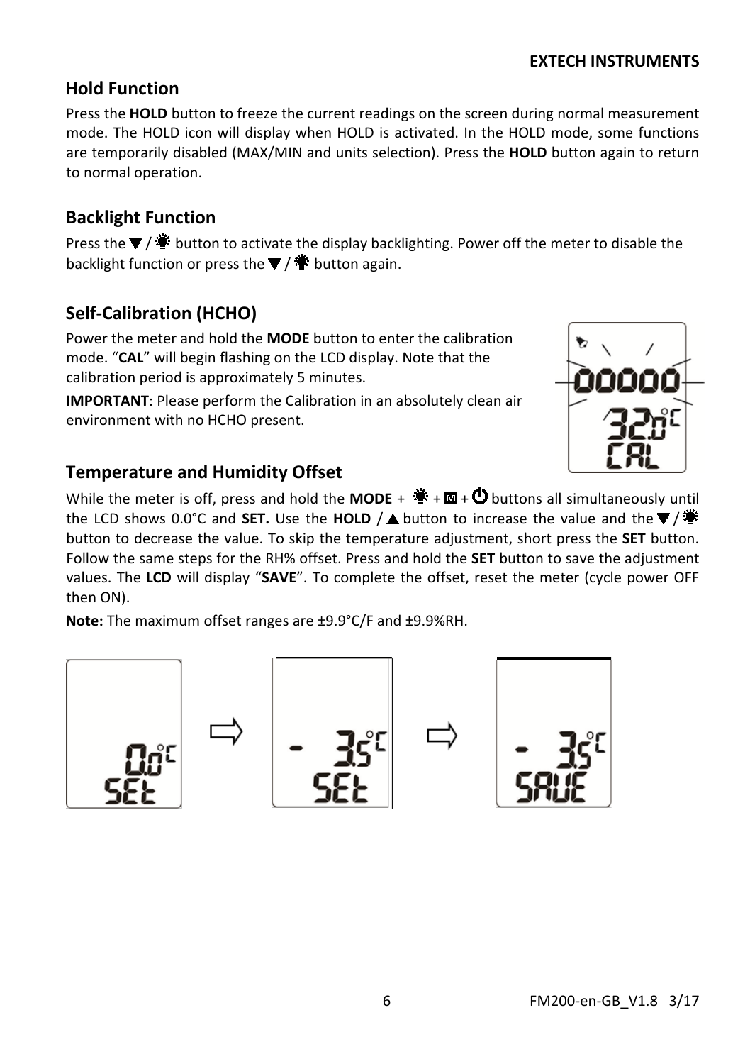## Hold Function

Press the **HOLD** button to freeze the current readings on the screen during normal measurement mode. The HOLD icon will display when HOLD is activated. In the HOLD mode, some functions are temporarily disabled (MAX/MIN and units selection). Press the **HOLD** button again to return to normal operation.

## Backlight Function

Press the ▼/ ☀ button to activate the display backlighting. Power off the meter to disable the backlight function or press the ▼/ ☀ button again.

## Self-Calibration (HCHO)

Power the meter and hold the **MODE** button to enter the calibration mode. "**CAL**" will begin flashing on the LCD display. Note that the calibration period is approximately 5 minutes.

**IMPORTANT**: Please perform the Calibration in an absolutely clean air environment with no HCHO present.

## Temperature and Humidity Offset

While the meter is off, press and hold the **MODE** + ☀ + M + ⏻ buttons all simultaneously until the LCD shows 0.0°C and **SET.** Use the **HOLD** / ▲ button to increase the value and the ▼/ ☀ button to decrease the value. To skip the temperature adjustment, short press the **SET** button. Follow the same steps for the RH% offset. Press and hold the **SET** button to save the adjustment values. The **LCD** will display "**SAVE**". To complete the offset, reset the meter (cycle power OFF then ON).

**Note:** The maximum offset ranges are ±9.9°C/F and ±9.9%RH.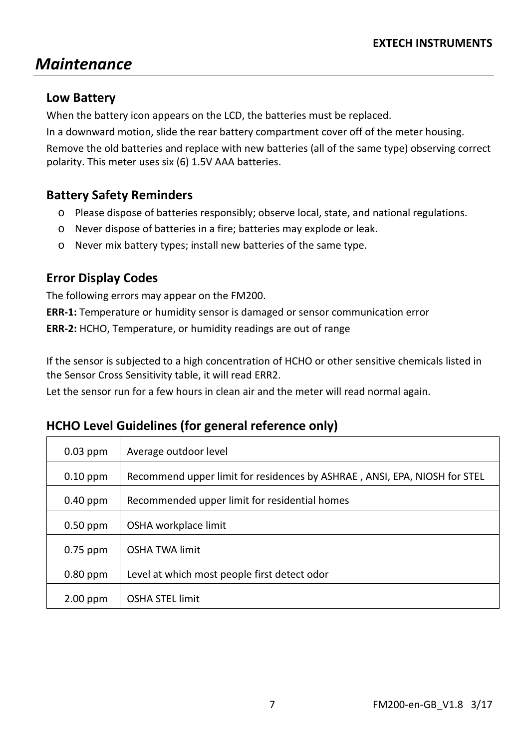# *Maintenance*

## Low Battery

When the battery icon appears on the LCD, the batteries must be replaced.

In a downward motion, slide the rear battery compartment cover off of the meter housing.

Remove the old batteries and replace with new batteries (all of the same type) observing correct polarity. This meter uses six (6) 1.5V AAA batteries.

## Battery Safety Reminders

- Please dispose of batteries responsibly; observe local, state, and national regulations.
- Never dispose of batteries in a fire; batteries may explode or leak.
- Never mix battery types; install new batteries of the same type.

## Error Display Codes

The following errors may appear on the FM200.

**ERR-1:** Temperature or humidity sensor is damaged or sensor communication error

**ERR-2:** HCHO, Temperature, or humidity readings are out of range

If the sensor is subjected to a high concentration of HCHO or other sensitive chemicals listed in the Sensor Cross Sensitivity table, it will read ERR2.

Let the sensor run for a few hours in clean air and the meter will read normal again.

## HCHO Level Guidelines (for general reference only)

| | |
|---|---|
| 0.03 ppm | Average outdoor level |
| 0.10 ppm | Recommend upper limit for residences by ASHRAE , ANSI, EPA, NIOSH for STEL |
| 0.40 ppm | Recommended upper limit for residential homes |
| 0.50 ppm | OSHA workplace limit |
| 0.75 ppm | OSHA TWA limit |
| 0.80 ppm | Level at which most people first detect odor |
| 2.00 ppm | OSHA STEL limit |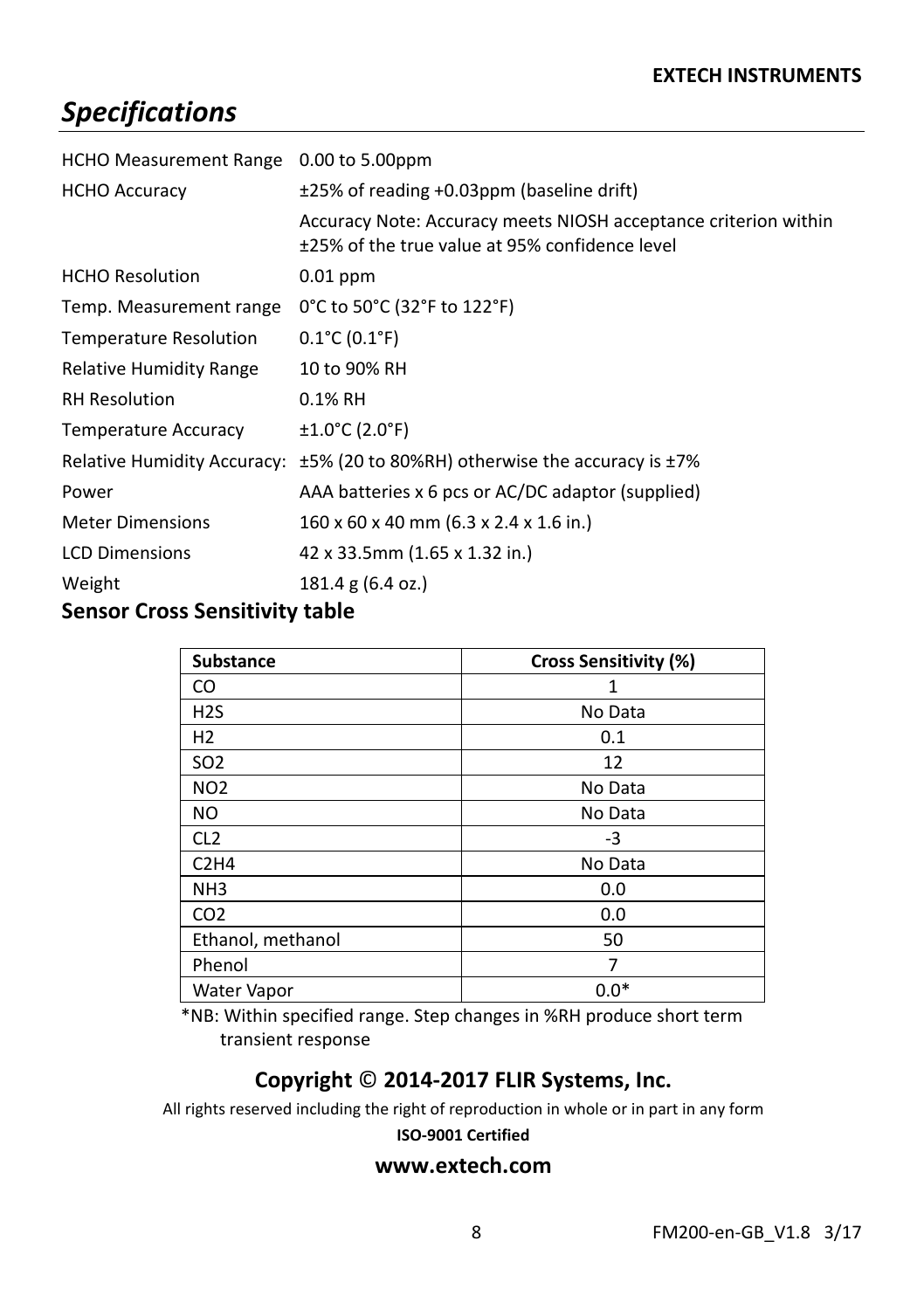# *Specifications*

| | |
|---|---|
| HCHO Measurement Range | 0.00 to 5.00ppm |
| HCHO Accuracy | ±25% of reading +0.03ppm (baseline drift) |
| | Accuracy Note: Accuracy meets NIOSH acceptance criterion within ±25% of the true value at 95% confidence level |
| HCHO Resolution | 0.01 ppm |
| Temp. Measurement range | 0°C to 50°C (32°F to 122°F) |
| Temperature Resolution | 0.1°C (0.1°F) |
| Relative Humidity Range | 10 to 90% RH |
| RH Resolution | 0.1% RH |
| Temperature Accuracy | ±1.0°C (2.0°F) |
| Relative Humidity Accuracy: | ±5% (20 to 80%RH) otherwise the accuracy is ±7% |
| Power | AAA batteries x 6 pcs or AC/DC adaptor (supplied) |
| Meter Dimensions | 160 x 60 x 40 mm (6.3 x 2.4 x 1.6 in.) |
| LCD Dimensions | 42 x 33.5mm (1.65 x 1.32 in.) |
| Weight | 181.4 g (6.4 oz.) |

## Sensor Cross Sensitivity table

| Substance | Cross Sensitivity (%) |
|---|---|
| CO | 1 |
| $H_2S$ | No Data |
| $H_2$ | 0.1 |
| $SO_2$ | 12 |
| $NO_2$ | No Data |
| NO | No Data |
| $CL_2$ | -3 |
| $C_2H_4$ | No Data |
| $NH_3$ | 0.0 |
| $CO_2$ | 0.0 |
| Ethanol, methanol | 50 |
| Phenol | 7 |
| Water Vapor | 0.0* |

*NB: Within specified range. Step changes in %RH produce short term transient response

**Copyright © 2014-2017 FLIR Systems, Inc.**

All rights reserved including the right of reproduction in whole or in part in any form

**ISO-9001 Certified**

**www.extech.com**